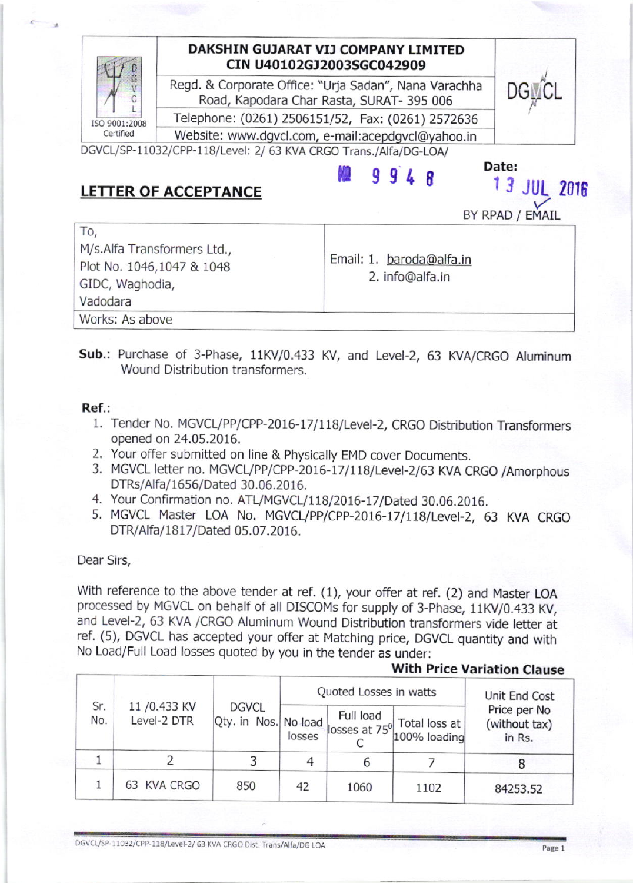| | DAKSHIN GUJARAT VIJ COMPANY LIMITED<br>CIN U40102GJ2003SGC042909 | |
|---|---|---|
| ISO 9001:2008 Certified | Regd. & Corporate Office: "Urja Sadan", Nana Varachha Road, Kapodara Char Rasta, SURAT- 395 006 | DGVCL |
| | Telephone: (0261) 2506151/52, Fax: (0261) 2572636 | |
| | Website: www.dgvcl.com, e-mail:acepdgvcl@yahoo.in | |

DGVCL/SP-11032/CPP-118/Level: 2/ 63 KVA CRGO Trans./Alfa/DG-LOA/ No 9948

Date: 13 JUL 2016

## LETTER OF ACCEPTANCE

BY RPAD / EMAIL

| To,<br>M/s.Alfa Transformers Ltd.,<br>Plot No. 1046,1047 & 1048<br>GIDC, Waghodia,<br>Vadodara | Email: 1. baroda@alfa.in<br>2. info@alfa.in |
|---|---|
| Works: As above | |

**Sub.**: Purchase of 3-Phase, 11KV/0.433 KV, and Level-2, 63 KVA/CRGO Aluminum Wound Distribution transformers.

**Ref.**:

1. Tender No. MGVCL/PP/CPP-2016-17/118/Level-2, CRGO Distribution Transformers opened on 24.05.2016.
2. Your offer submitted on line & Physically EMD cover Documents.
3. MGVCL letter no. MGVCL/PP/CPP-2016-17/118/Level-2/63 KVA CRGO /Amorphous DTRs/Alfa/1656/Dated 30.06.2016.
4. Your Confirmation no. ATL/MGVCL/118/2016-17/Dated 30.06.2016.
5. MGVCL Master LOA No. MGVCL/PP/CPP-2016-17/118/Level-2, 63 KVA CRGO DTR/Alfa/1817/Dated 05.07.2016.

Dear Sirs,

With reference to the above tender at ref. (1), your offer at ref. (2) and Master LOA processed by MGVCL on behalf of all DISCOMs for supply of 3-Phase, 11KV/0.433 KV, and Level-2, 63 KVA /CRGO Aluminum Wound Distribution transformers vide letter at ref. (5), DGVCL has accepted your offer at Matching price, DGVCL quantity and with No Load/Full Load losses quoted by you in the tender as under:

**With Price Variation Clause**

| Sr. No. | 11 /0.433 KV Level-2 DTR | DGVCL Qty. in Nos. | Quoted Losses in watts | | | Unit End Cost Price per No (without tax) in Rs. |
|---|---|---|---|---|---|---|
| | | | No load losses | Full load losses at 75$^0$ C | Total loss at 100% loading | |
| 1 | 2 | 3 | 4 | 6 | 7 | 8 |
| 1 | 63 KVA CRGO | 850 | 42 | 1060 | 1102 | 84253.52 |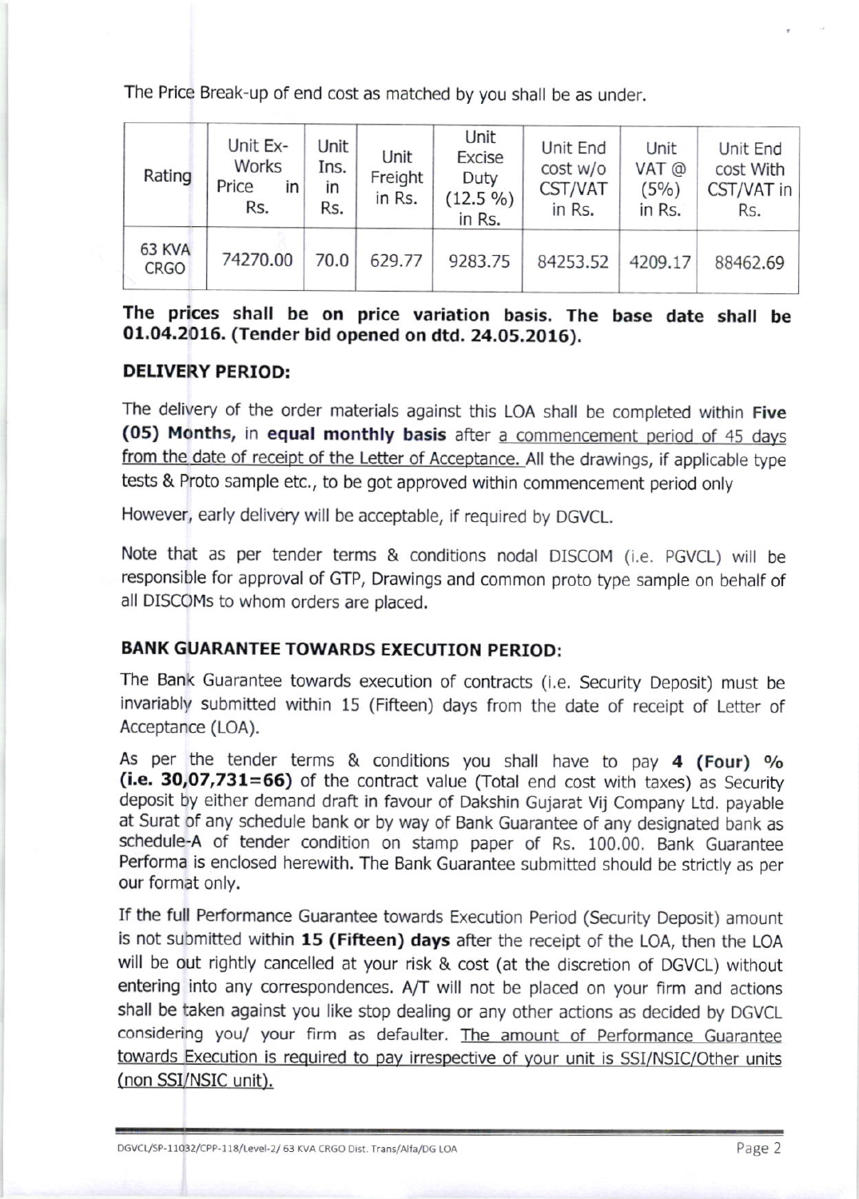The Price Break-up of end cost as matched by you shall be as under.

| Rating | Unit Ex-Works Price in Rs. | Unit Ins. in Rs. | Unit Freight in Rs. | Unit Excise Duty (12.5 %) in Rs. | Unit End cost w/o CST/VAT in Rs. | Unit VAT @ (5%) in Rs. | Unit End cost With CST/VAT in Rs. |
|---|---|---|---|---|---|---|---|
| 63 KVA CRGO | 74270.00 | 70.0 | 629.77 | 9283.75 | 84253.52 | 4209.17 | 88462.69 |

**The prices shall be on price variation basis. The base date shall be 01.04.2016. (Tender bid opened on dtd. 24.05.2016).**

**DELIVERY PERIOD:**

The delivery of the order materials against this LOA shall be completed within **Five (05) Months,** in **equal monthly basis** after a commencement period of 45 days from the date of receipt of the Letter of Acceptance. All the drawings, if applicable type tests & Proto sample etc., to be got approved within commencement period only

However, early delivery will be acceptable, if required by DGVCL.

Note that as per tender terms & conditions nodal DISCOM (i.e. PGVCL) will be responsible for approval of GTP, Drawings and common proto type sample on behalf of all DISCOMs to whom orders are placed.

**BANK GUARANTEE TOWARDS EXECUTION PERIOD:**

The Bank Guarantee towards execution of contracts (i.e. Security Deposit) must be invariably submitted within 15 (Fifteen) days from the date of receipt of Letter of Acceptance (LOA).

As per the tender terms & conditions you shall have to pay **4 (Four) % (i.e. 30,07,731=66)** of the contract value (Total end cost with taxes) as Security deposit by either demand draft in favour of Dakshin Gujarat Vij Company Ltd. payable at Surat of any schedule bank or by way of Bank Guarantee of any designated bank as schedule-A of tender condition on stamp paper of Rs. 100.00. Bank Guarantee Performa is enclosed herewith. The Bank Guarantee submitted should be strictly as per our format only.

If the full Performance Guarantee towards Execution Period (Security Deposit) amount is not submitted within **15 (Fifteen) days** after the receipt of the LOA, then the LOA will be out rightly cancelled at your risk & cost (at the discretion of DGVCL) without entering into any correspondences. A/T will not be placed on your firm and actions shall be taken against you like stop dealing or any other actions as decided by DGVCL considering you/ your firm as defaulter. The amount of Performance Guarantee towards Execution is required to pay irrespective of your unit is SSI/NSIC/Other units (non SSI/NSIC unit).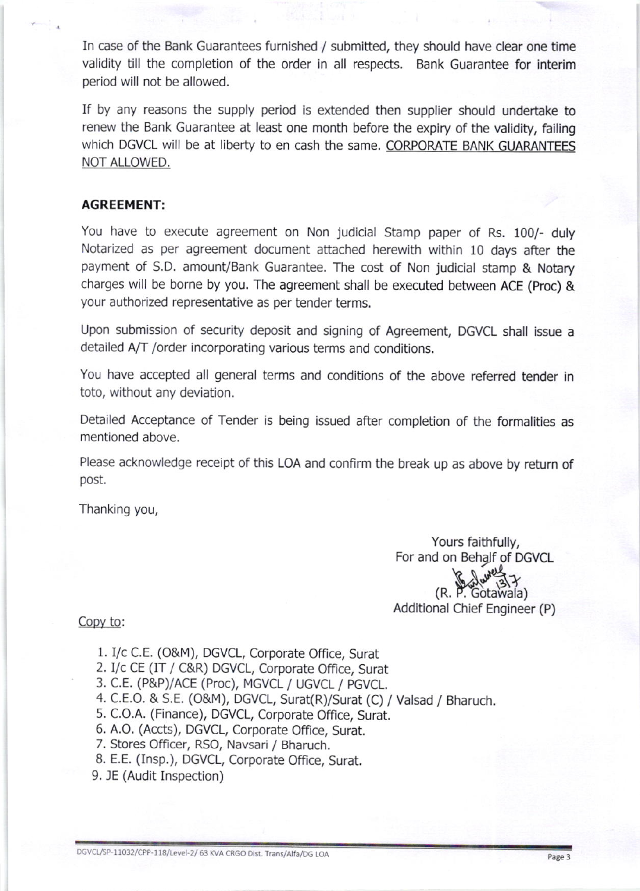In case of the Bank Guarantees furnished / submitted, they should have clear one time validity till the completion of the order in all respects. Bank Guarantee for interim period will not be allowed.

If by any reasons the supply period is extended then supplier should undertake to renew the Bank Guarantee at least one month before the expiry of the validity, failing which DGVCL will be at liberty to en cash the same. <u>CORPORATE BANK GUARANTEES NOT ALLOWED.</u>

**AGREEMENT:**

You have to execute agreement on Non judicial Stamp paper of Rs. 100/- duly Notarized as per agreement document attached herewith within 10 days after the payment of S.D. amount/Bank Guarantee. The cost of Non judicial stamp & Notary charges will be borne by you. The agreement shall be executed between ACE (Proc) & your authorized representative as per tender terms.

Upon submission of security deposit and signing of Agreement, DGVCL shall issue a detailed A/T /order incorporating various terms and conditions.

You have accepted all general terms and conditions of the above referred tender in toto, without any deviation.

Detailed Acceptance of Tender is being issued after completion of the formalities as mentioned above.

Please acknowledge receipt of this LOA and confirm the break up as above by return of post.

Thanking you,

Yours faithfully,
For and on Behalf of DGVCL

13\7

(R. P. Gotawala)
Additional Chief Engineer (P)

<u>Copy to</u>:

1. I/c C.E. (O&M), DGVCL, Corporate Office, Surat
2. I/c CE (IT / C&R) DGVCL, Corporate Office, Surat
3. C.E. (P&P)/ACE (Proc), MGVCL / UGVCL / PGVCL.
4. C.E.O. & S.E. (O&M), DGVCL, Surat(R)/Surat (C) / Valsad / Bharuch.
5. C.O.A. (Finance), DGVCL, Corporate Office, Surat.
6. A.O. (Accts), DGVCL, Corporate Office, Surat.
7. Stores Officer, RSO, Navsari / Bharuch.
8. E.E. (Insp.), DGVCL, Corporate Office, Surat.
9. JE (Audit Inspection)

DGVCL/SP-11032/CPP-118/Level-2/ 63 KVA CRGO Dist. Trans/Alfa/DG LOA